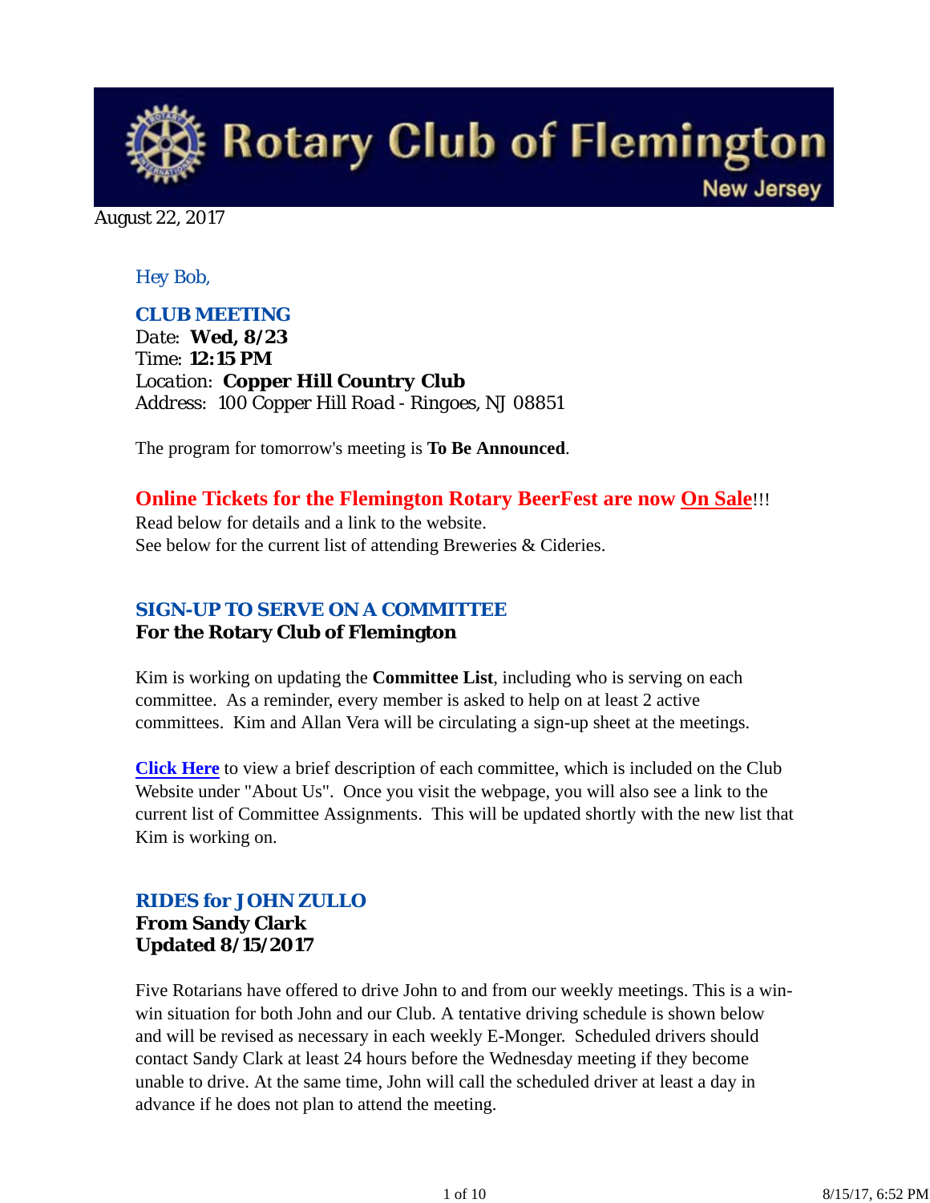# Rotary Club of Flemington

New Jersey

August 22, 2017

*Hey Bob,*

## CLUB MEETING

Date: **Wed, 8/23**
Time: **12:15 PM**
Location: **Copper Hill Country Club**
Address: 100 Copper Hill Road - Ringoes, NJ 08851

The program for tomorrow's meeting is **To Be Announced**.

**Online Tickets for the Flemington Rotary BeerFest are now On Sale!!!**
Read below for details and a link to the website.
See below for the current list of attending Breweries & Cideries.

## SIGN-UP TO SERVE ON A COMMITTEE

**For the Rotary Club of Flemington**

Kim is working on updating the **Committee List**, including who is serving on each committee. As a reminder, every member is asked to help on at least 2 active committees. Kim and Allan Vera will be circulating a sign-up sheet at the meetings.

**Click Here** to view a brief description of each committee, which is included on the Club Website under "About Us". Once you visit the webpage, you will also see a link to the current list of Committee Assignments. This will be updated shortly with the new list that Kim is working on.

## RIDES for JOHN ZULLO

**From Sandy Clark**
**Updated 8/15/2017**

Five Rotarians have offered to drive John to and from our weekly meetings. This is a win-win situation for both John and our Club. A tentative driving schedule is shown below and will be revised as necessary in each weekly E-Monger. Scheduled drivers should contact Sandy Clark at least 24 hours before the Wednesday meeting if they become unable to drive. At the same time, John will call the scheduled driver at least a day in advance if he does not plan to attend the meeting.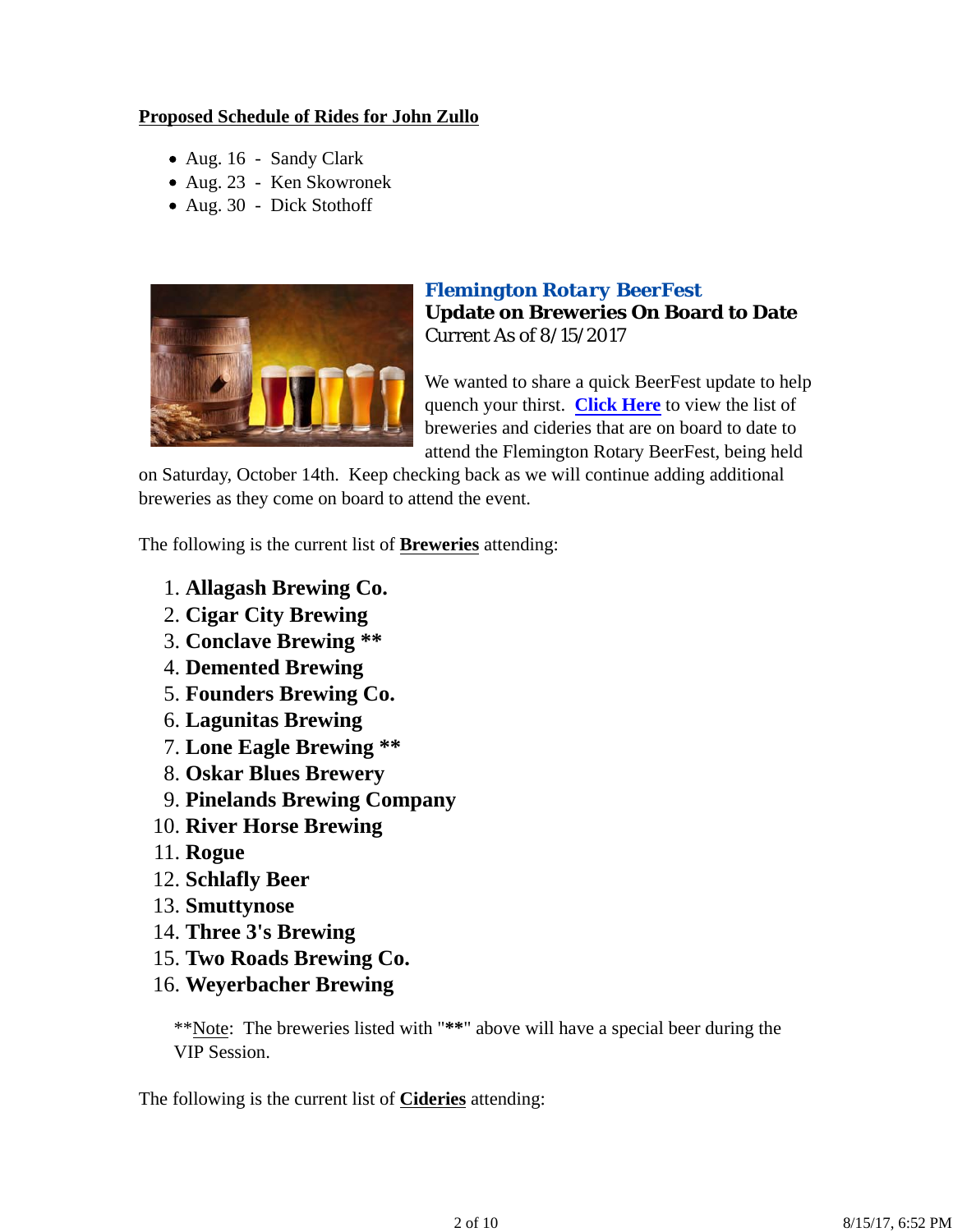**Proposed Schedule of Rides for John Zullo**

- Aug. 16 - Sandy Clark
- Aug. 23 - Ken Skowronek
- Aug. 30 - Dick Stothoff

### *Flemington Rotary BeerFest*

**Update on Breweries On Board to Date**

Current As of 8/15/2017

We wanted to share a quick BeerFest update to help quench your thirst. **Click Here** to view the list of breweries and cideries that are on board to date to attend the Flemington Rotary BeerFest, being held on Saturday, October 14th. Keep checking back as we will continue adding additional breweries as they come on board to attend the event.

The following is the current list of **Breweries** attending:

1. **Allagash Brewing Co.**
2. **Cigar City Brewing**
3. **Conclave Brewing ****
4. **Demented Brewing**
5. **Founders Brewing Co.**
6. **Lagunitas Brewing**
7. **Lone Eagle Brewing ****
8. **Oskar Blues Brewery**
9. **Pinelands Brewing Company**
10. **River Horse Brewing**
11. **Rogue**
12. **Schlafly Beer**
13. **Smuttynose**
14. **Three 3's Brewing**
15. **Two Roads Brewing Co.**
16. **Weyerbacher Brewing**

**Note: The breweries listed with "**" above will have a special beer during the VIP Session.

The following is the current list of **Cideries** attending: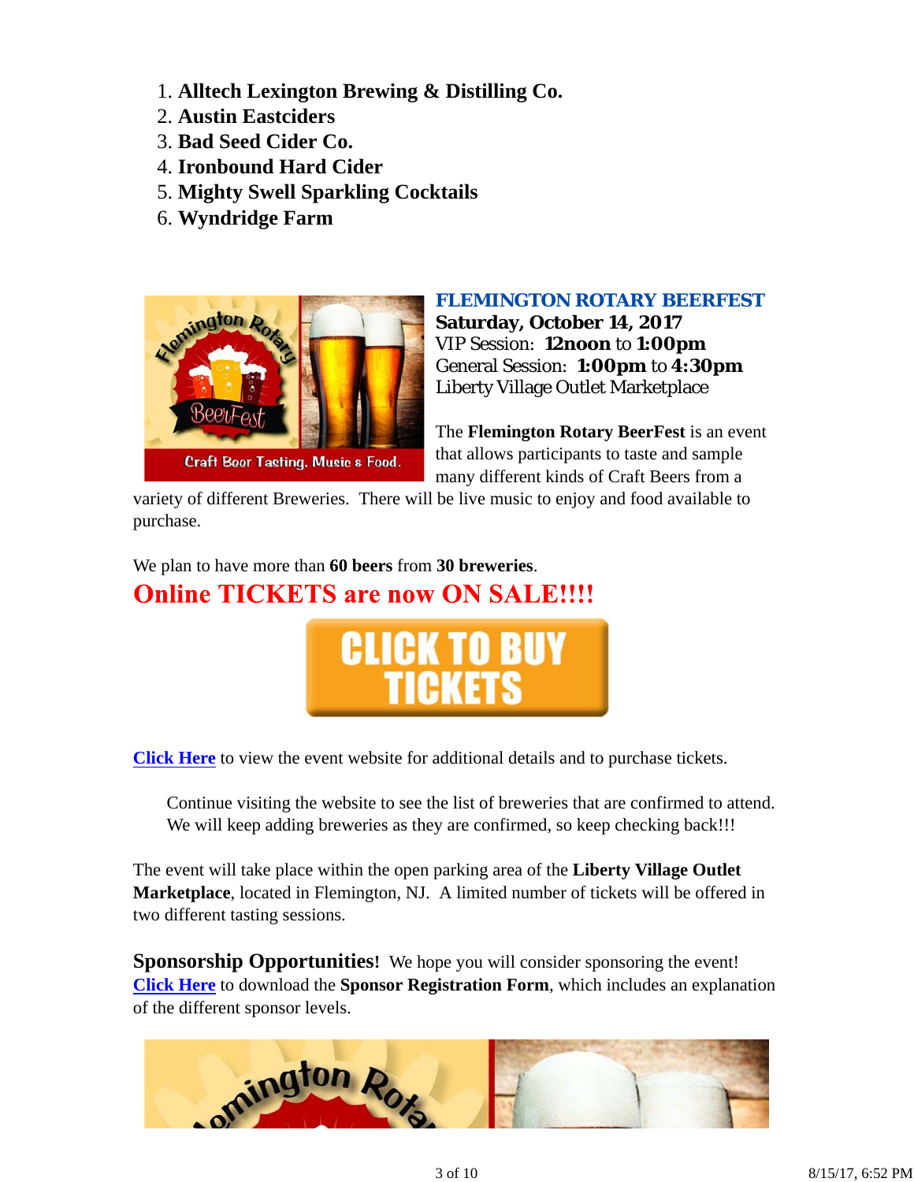1. **Alltech Lexington Brewing & Distilling Co.**
2. **Austin Eastciders**
3. **Bad Seed Cider Co.**
4. **Ironbound Hard Cider**
5. **Mighty Swell Sparkling Cocktails**
6. **Wyndridge Farm**

**FLEMINGTON ROTARY BEERFEST**
**Saturday, October 14, 2017**
VIP Session: **12noon** to **1:00pm**
General Session: **1:00pm** to **4:30pm**
Liberty Village Outlet Marketplace

The **Flemington Rotary BeerFest** is an event that allows participants to taste and sample many different kinds of Craft Beers from a variety of different Breweries. There will be live music to enjoy and food available to purchase.

We plan to have more than **60 beers** from **30 breweries**.

**Online TICKETS are now ON SALE!!!!**

CLICK TO BUY TICKETS

Click Here to view the event website for additional details and to purchase tickets.

Continue visiting the website to see the list of breweries that are confirmed to attend. We will keep adding breweries as they are confirmed, so keep checking back!!!

The event will take place within the open parking area of the **Liberty Village Outlet Marketplace**, located in Flemington, NJ. A limited number of tickets will be offered in two different tasting sessions.

**Sponsorship Opportunities!** We hope you will consider sponsoring the event! Click Here to download the **Sponsor Registration Form**, which includes an explanation of the different sponsor levels.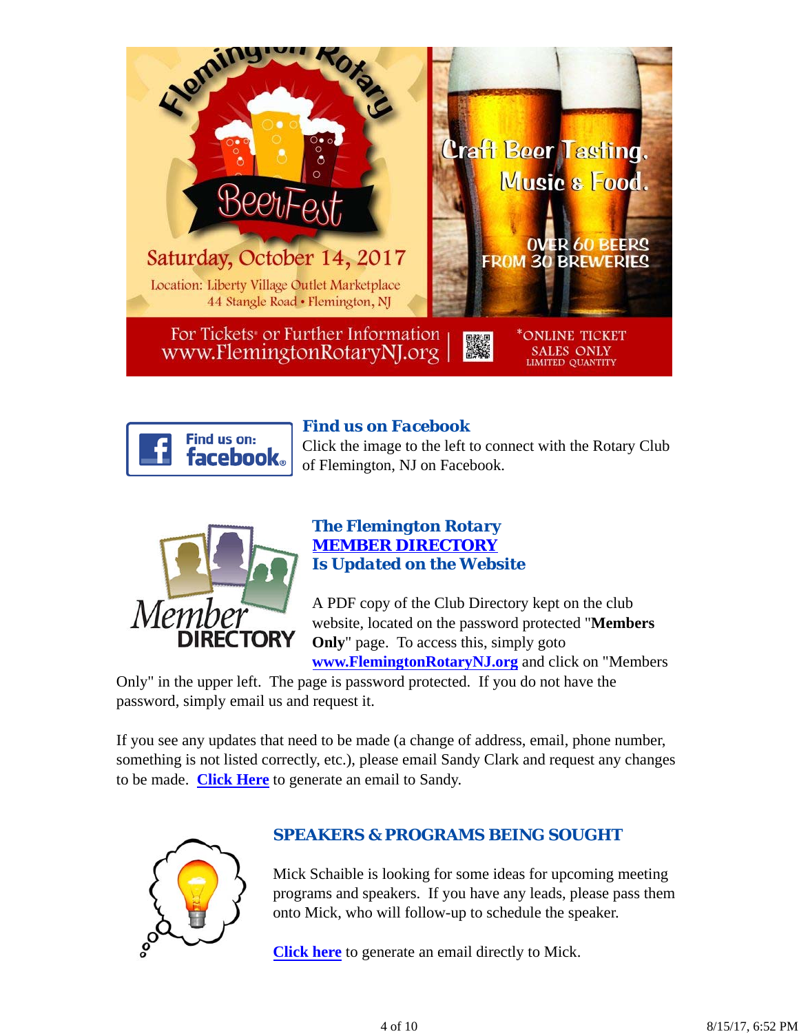Flemington Rotary BeerFest

Saturday, October 14, 2017

Location: Liberty Village Outlet Marketplace
44 Stangle Road • Flemington, NJ

Craft Beer Tasting, Music & Food.

OVER 60 BEERS FROM 30 BREWERIES

For Tickets* or Further Information
www.FlemingtonRotaryNJ.org

*ONLINE TICKET SALES ONLY
LIMITED QUANTITY

### Find us on Facebook

Click the image to the left to connect with the Rotary Club of Flemington, NJ on Facebook.

### The Flemington Rotary MEMBER DIRECTORY Is Updated on the Website

A PDF copy of the Club Directory kept on the club website, located on the password protected "**Members Only**" page. To access this, simply goto **www.FlemingtonRotaryNJ.org** and click on "Members Only" in the upper left. The page is password protected. If you do not have the password, simply email us and request it.

If you see any updates that need to be made (a change of address, email, phone number, something is not listed correctly, etc.), please email Sandy Clark and request any changes to be made. **Click Here** to generate an email to Sandy.

### SPEAKERS & PROGRAMS BEING SOUGHT

Mick Schaible is looking for some ideas for upcoming meeting programs and speakers. If you have any leads, please pass them onto Mick, who will follow-up to schedule the speaker.

**Click here** to generate an email directly to Mick.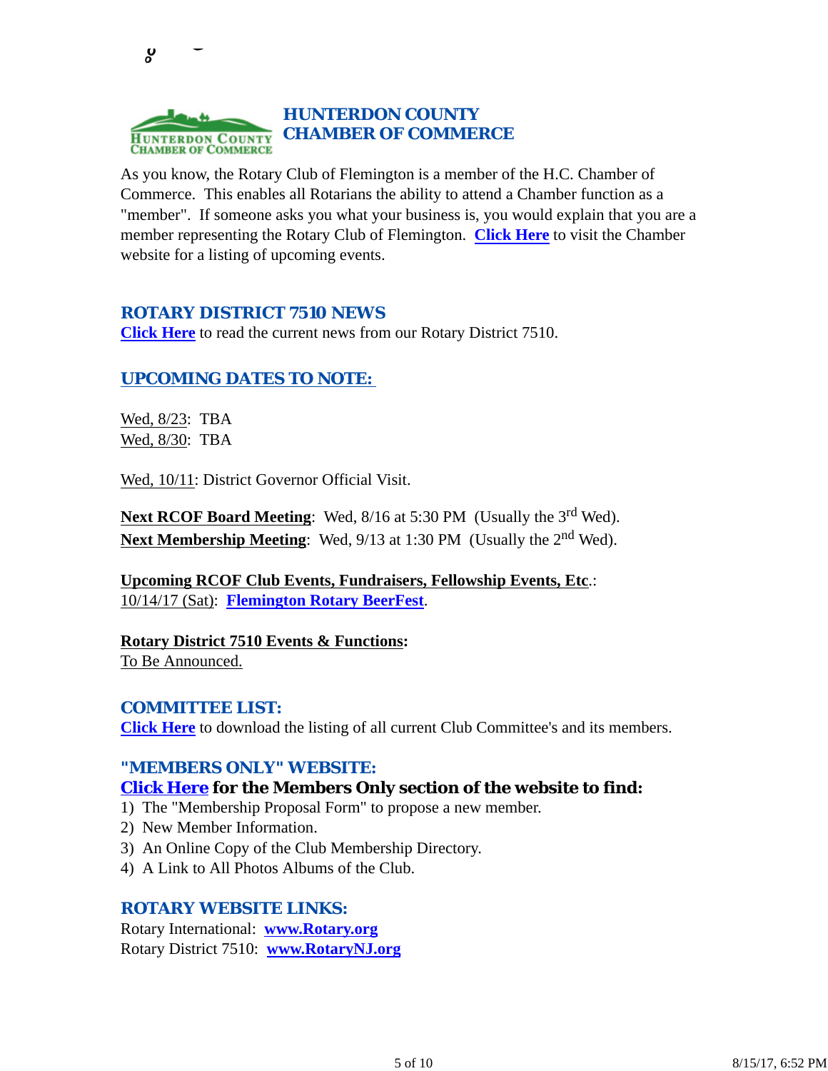## HUNTERDON COUNTY CHAMBER OF COMMERCE

As you know, the Rotary Club of Flemington is a member of the H.C. Chamber of Commerce. This enables all Rotarians the ability to attend a Chamber function as a "member". If someone asks you what your business is, you would explain that you are a member representing the Rotary Club of Flemington. **Click Here** to visit the Chamber website for a listing of upcoming events.

## ROTARY DISTRICT 7510 NEWS

**Click Here** to read the current news from our Rotary District 7510.

## UPCOMING DATES TO NOTE:

Wed, 8/23: TBA
Wed, 8/30: TBA

Wed, 10/11: District Governor Official Visit.

**Next RCOF Board Meeting**: Wed, 8/16 at 5:30 PM (Usually the 3rd Wed).
**Next Membership Meeting**: Wed, 9/13 at 1:30 PM (Usually the 2nd Wed).

**Upcoming RCOF Club Events, Fundraisers, Fellowship Events, Etc**.:
10/14/17 (Sat): **Flemington Rotary BeerFest**.

**Rotary District 7510 Events & Functions:**
To Be Announced.

## COMMITTEE LIST:

**Click Here** to download the listing of all current Club Committee's and its members.

## "MEMBERS ONLY" WEBSITE:

**Click Here for the Members Only section of the website to find:**

1) The "Membership Proposal Form" to propose a new member.
2) New Member Information.
3) An Online Copy of the Club Membership Directory.
4) A Link to All Photos Albums of the Club.

## ROTARY WEBSITE LINKS:

Rotary International: **www.Rotary.org**
Rotary District 7510: **www.RotaryNJ.org**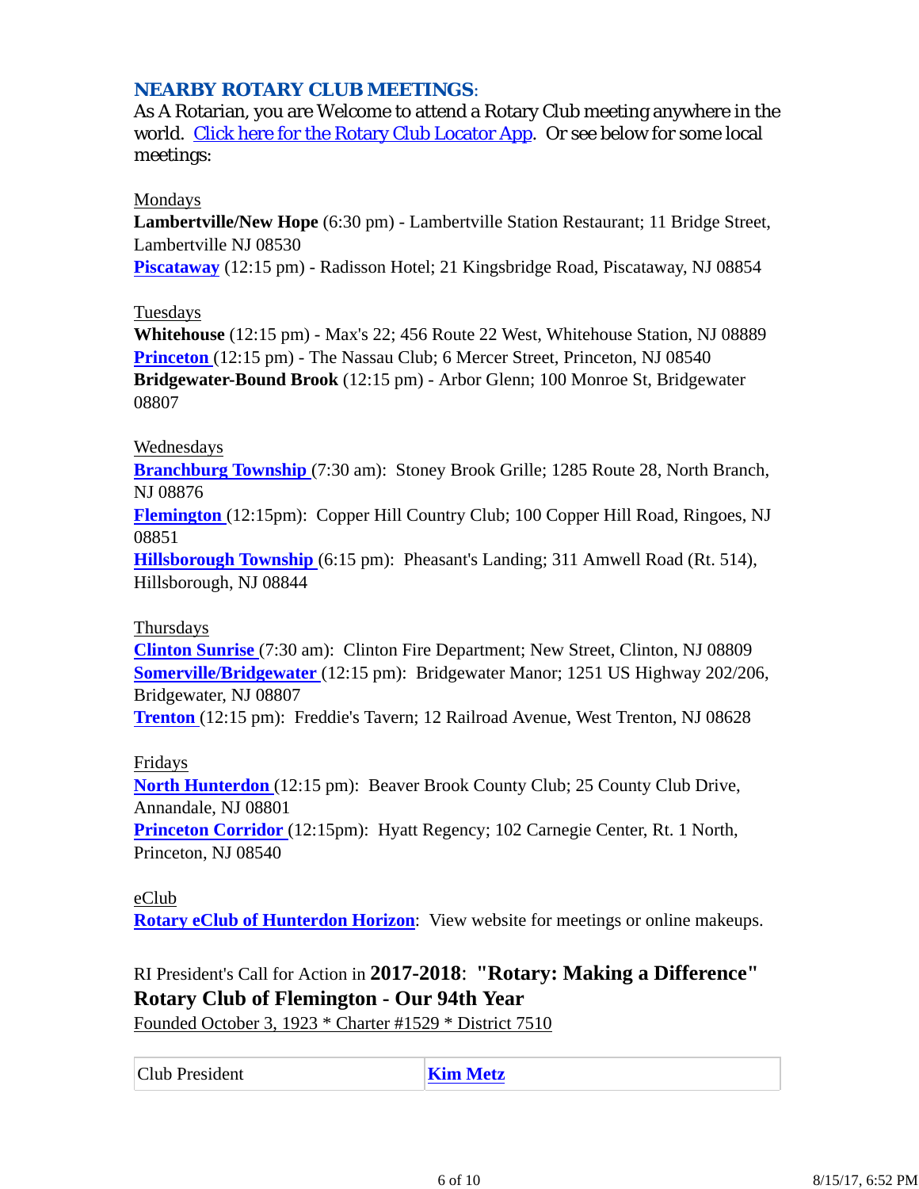## NEARBY ROTARY CLUB MEETINGS:

As A Rotarian, you are Welcome to attend a Rotary Club meeting anywhere in the world. Click here for the Rotary Club Locator App. Or see below for some local meetings:

Mondays

**Lambertville/New Hope** (6:30 pm) - Lambertville Station Restaurant; 11 Bridge Street, Lambertville NJ 08530
**Piscataway** (12:15 pm) - Radisson Hotel; 21 Kingsbridge Road, Piscataway, NJ 08854

Tuesdays

**Whitehouse** (12:15 pm) - Max's 22; 456 Route 22 West, Whitehouse Station, NJ 08889
**Princeton** (12:15 pm) - The Nassau Club; 6 Mercer Street, Princeton, NJ 08540
**Bridgewater-Bound Brook** (12:15 pm) - Arbor Glenn; 100 Monroe St, Bridgewater 08807

Wednesdays

**Branchburg Township** (7:30 am): Stoney Brook Grille; 1285 Route 28, North Branch, NJ 08876
**Flemington** (12:15pm): Copper Hill Country Club; 100 Copper Hill Road, Ringoes, NJ 08851
**Hillsborough Township** (6:15 pm): Pheasant's Landing; 311 Amwell Road (Rt. 514), Hillsborough, NJ 08844

Thursdays

**Clinton Sunrise** (7:30 am): Clinton Fire Department; New Street, Clinton, NJ 08809
**Somerville/Bridgewater** (12:15 pm): Bridgewater Manor; 1251 US Highway 202/206, Bridgewater, NJ 08807
**Trenton** (12:15 pm): Freddie's Tavern; 12 Railroad Avenue, West Trenton, NJ 08628

Fridays

**North Hunterdon** (12:15 pm): Beaver Brook County Club; 25 County Club Drive, Annandale, NJ 08801
**Princeton Corridor** (12:15pm): Hyatt Regency; 102 Carnegie Center, Rt. 1 North, Princeton, NJ 08540

eClub

**Rotary eClub of Hunterdon Horizon**: View website for meetings or online makeups.

RI President's Call for Action in **2017-2018**: **"Rotary: Making a Difference"**
**Rotary Club of Flemington - Our 94th Year**
Founded October 3, 1923 * Charter #1529 * District 7510

| Club President | **Kim Metz** |
|---|---|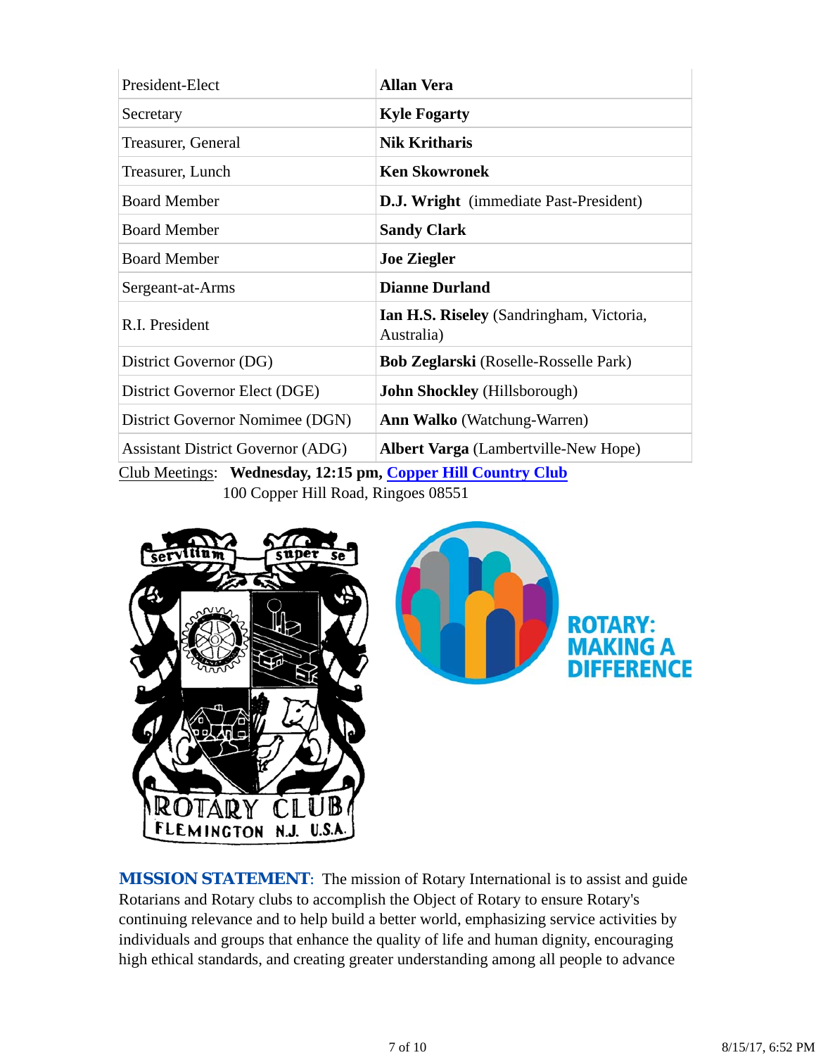| | |
|---|---|
| President-Elect | **Allan Vera** |
| Secretary | **Kyle Fogarty** |
| Treasurer, General | **Nik Kritharis** |
| Treasurer, Lunch | **Ken Skowronek** |
| Board Member | **D.J. Wright** (immediate Past-President) |
| Board Member | **Sandy Clark** |
| Board Member | **Joe Ziegler** |
| Sergeant-at-Arms | **Dianne Durland** |
| R.I. President | **Ian H.S. Riseley** (Sandringham, Victoria, Australia) |
| District Governor (DG) | **Bob Zeglarski** (Roselle-Rosselle Park) |
| District Governor Elect (DGE) | **John Shockley** (Hillsborough) |
| District Governor Nomimee (DGN) | **Ann Walko** (Watchung-Warren) |
| Assistant District Governor (ADG) | **Albert Varga** (Lambertville-New Hope) |

Club Meetings: **Wednesday, 12:15 pm, Copper Hill Country Club**
100 Copper Hill Road, Ringoes 08551

**MISSION STATEMENT**: The mission of Rotary International is to assist and guide Rotarians and Rotary clubs to accomplish the Object of Rotary to ensure Rotary's continuing relevance and to help build a better world, emphasizing service activities by individuals and groups that enhance the quality of life and human dignity, encouraging high ethical standards, and creating greater understanding among all people to advance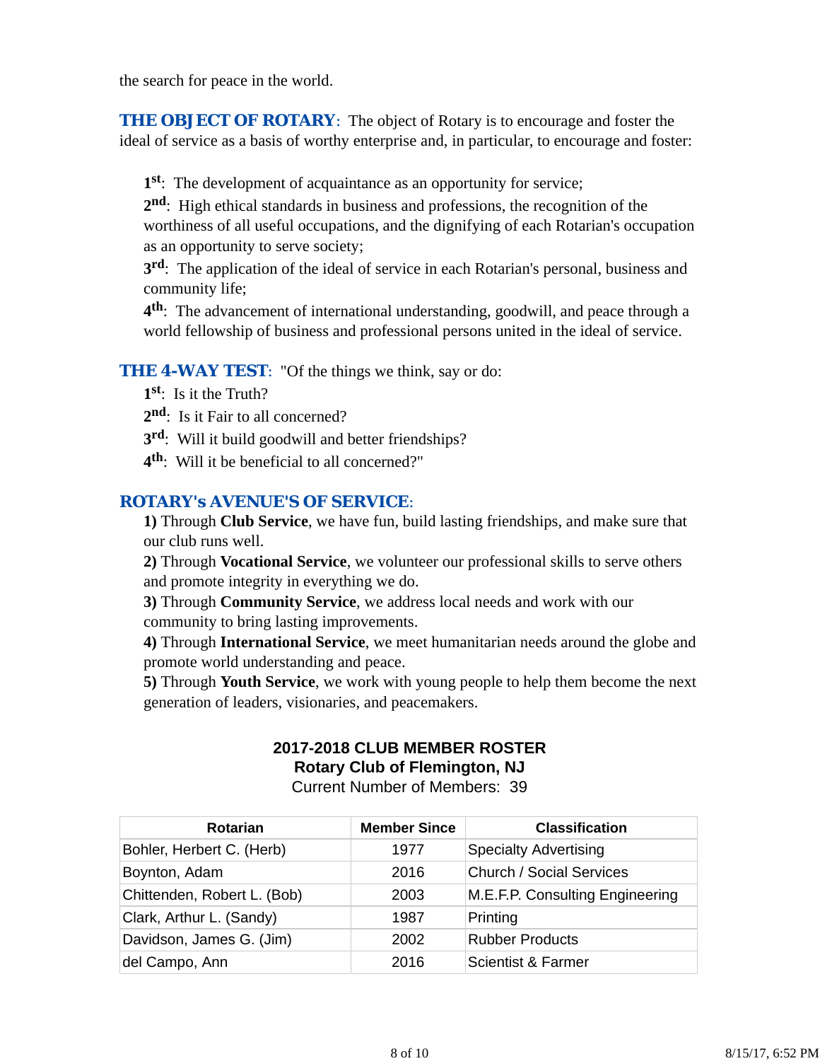the search for peace in the world.

**THE OBJECT OF ROTARY**: The object of Rotary is to encourage and foster the ideal of service as a basis of worthy enterprise and, in particular, to encourage and foster:

**1st**: The development of acquaintance as an opportunity for service;
**2nd**: High ethical standards in business and professions, the recognition of the worthiness of all useful occupations, and the dignifying of each Rotarian's occupation as an opportunity to serve society;
**3rd**: The application of the ideal of service in each Rotarian's personal, business and community life;
**4th**: The advancement of international understanding, goodwill, and peace through a world fellowship of business and professional persons united in the ideal of service.

**THE 4-WAY TEST**: "Of the things we think, say or do:
**1st**: Is it the Truth?
**2nd**: Is it Fair to all concerned?
**3rd**: Will it build goodwill and better friendships?
**4th**: Will it be beneficial to all concerned?"

**ROTARY's AVENUE'S OF SERVICE**:
**1)** Through **Club Service**, we have fun, build lasting friendships, and make sure that our club runs well.
**2)** Through **Vocational Service**, we volunteer our professional skills to serve others and promote integrity in everything we do.
**3)** Through **Community Service**, we address local needs and work with our community to bring lasting improvements.
**4)** Through **International Service**, we meet humanitarian needs around the globe and promote world understanding and peace.
**5)** Through **Youth Service**, we work with young people to help them become the next generation of leaders, visionaries, and peacemakers.

**2017-2018 CLUB MEMBER ROSTER**
**Rotary Club of Flemington, NJ**
Current Number of Members: 39

| Rotarian | Member Since | Classification |
|---|---|---|
| Bohler, Herbert C. (Herb) | 1977 | Specialty Advertising |
| Boynton, Adam | 2016 | Church / Social Services |
| Chittenden, Robert L. (Bob) | 2003 | M.E.F.P. Consulting Engineering |
| Clark, Arthur L. (Sandy) | 1987 | Printing |
| Davidson, James G. (Jim) | 2002 | Rubber Products |
| del Campo, Ann | 2016 | Scientist & Farmer |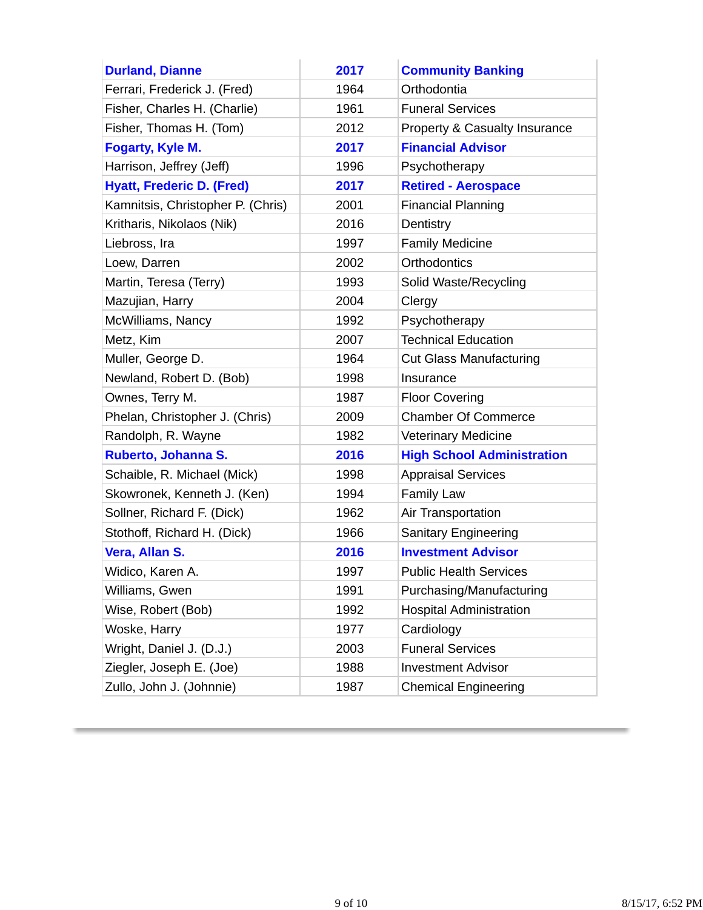| | | |
|---|---|---|
| **Durland, Dianne** | **2017** | **Community Banking** |
| Ferrari, Frederick J. (Fred) | 1964 | Orthodontia |
| Fisher, Charles H. (Charlie) | 1961 | Funeral Services |
| Fisher, Thomas H. (Tom) | 2012 | Property & Casualty Insurance |
| **Fogarty, Kyle M.** | **2017** | **Financial Advisor** |
| Harrison, Jeffrey (Jeff) | 1996 | Psychotherapy |
| **Hyatt, Frederic D. (Fred)** | **2017** | **Retired - Aerospace** |
| Kamnitsis, Christopher P. (Chris) | 2001 | Financial Planning |
| Kritharis, Nikolaos (Nik) | 2016 | Dentistry |
| Liebross, Ira | 1997 | Family Medicine |
| Loew, Darren | 2002 | Orthodontics |
| Martin, Teresa (Terry) | 1993 | Solid Waste/Recycling |
| Mazujian, Harry | 2004 | Clergy |
| McWilliams, Nancy | 1992 | Psychotherapy |
| Metz, Kim | 2007 | Technical Education |
| Muller, George D. | 1964 | Cut Glass Manufacturing |
| Newland, Robert D. (Bob) | 1998 | Insurance |
| Ownes, Terry M. | 1987 | Floor Covering |
| Phelan, Christopher J. (Chris) | 2009 | Chamber Of Commerce |
| Randolph, R. Wayne | 1982 | Veterinary Medicine |
| **Ruberto, Johanna S.** | **2016** | **High School Administration** |
| Schaible, R. Michael (Mick) | 1998 | Appraisal Services |
| Skowronek, Kenneth J. (Ken) | 1994 | Family Law |
| Sollner, Richard F. (Dick) | 1962 | Air Transportation |
| Stothoff, Richard H. (Dick) | 1966 | Sanitary Engineering |
| **Vera, Allan S.** | **2016** | **Investment Advisor** |
| Widico, Karen A. | 1997 | Public Health Services |
| Williams, Gwen | 1991 | Purchasing/Manufacturing |
| Wise, Robert (Bob) | 1992 | Hospital Administration |
| Woske, Harry | 1977 | Cardiology |
| Wright, Daniel J. (D.J.) | 2003 | Funeral Services |
| Ziegler, Joseph E. (Joe) | 1988 | Investment Advisor |
| Zullo, John J. (Johnnie) | 1987 | Chemical Engineering |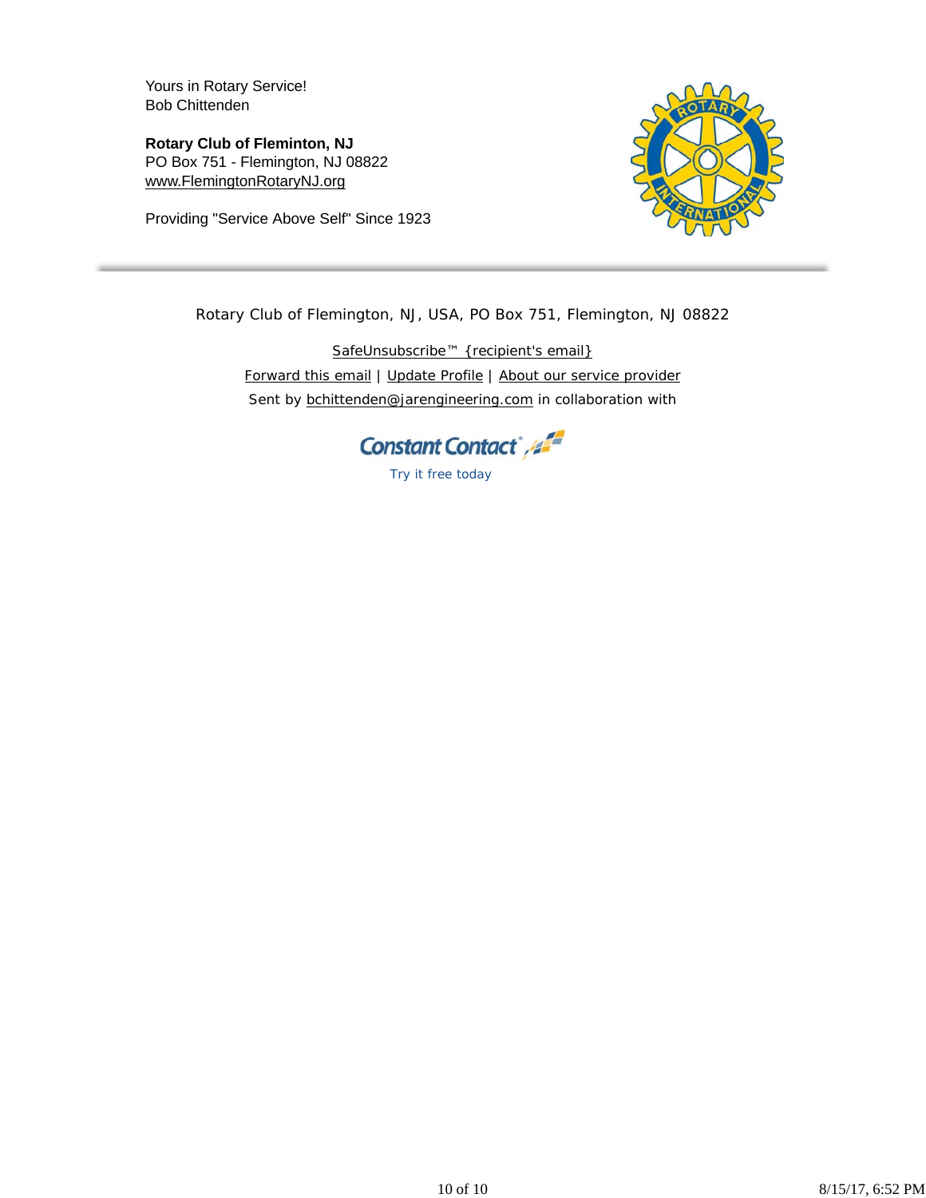Yours in Rotary Service!
Bob Chittenden

**Rotary Club of Fleminton, NJ**
PO Box 751 - Flemington, NJ 08822
www.FlemingtonRotaryNJ.org

Providing "Service Above Self" Since 1923

---

Rotary Club of Flemington, NJ, USA, PO Box 751, Flemington, NJ 08822

SafeUnsubscribe™ {recipient's email}
Forward this email | Update Profile | About our service provider
Sent by bchittenden@jarengineering.com in collaboration with

Constant Contact
Try it free today